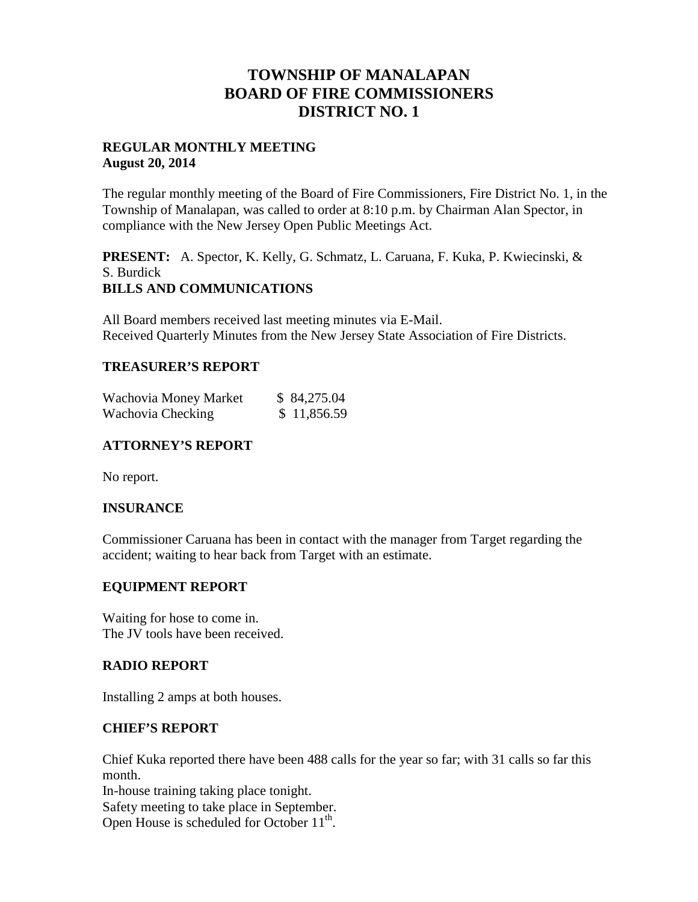# TOWNSHIP OF MANALAPAN
# BOARD OF FIRE COMMISSIONERS
# DISTRICT NO. 1

**REGULAR MONTHLY MEETING**
**August 20, 2014**

The regular monthly meeting of the Board of Fire Commissioners, Fire District No. 1, in the Township of Manalapan, was called to order at 8:10 p.m. by Chairman Alan Spector, in compliance with the New Jersey Open Public Meetings Act.

**PRESENT:** A. Spector, K. Kelly, G. Schmatz, L. Caruana, F. Kuka, P. Kwiecinski, & S. Burdick

**BILLS AND COMMUNICATIONS**

All Board members received last meeting minutes via E-Mail.
Received Quarterly Minutes from the New Jersey State Association of Fire Districts.

**TREASURER'S REPORT**

| | |
|---|---|
| Wachovia Money Market | $ 84,275.04 |
| Wachovia Checking | $ 11,856.59 |

**ATTORNEY'S REPORT**

No report.

**INSURANCE**

Commissioner Caruana has been in contact with the manager from Target regarding the accident; waiting to hear back from Target with an estimate.

**EQUIPMENT REPORT**

Waiting for hose to come in.
The JV tools have been received.

**RADIO REPORT**

Installing 2 amps at both houses.

**CHIEF'S REPORT**

Chief Kuka reported there have been 488 calls for the year so far; with 31 calls so far this month.
In-house training taking place tonight.
Safety meeting to take place in September.
Open House is scheduled for October 11th.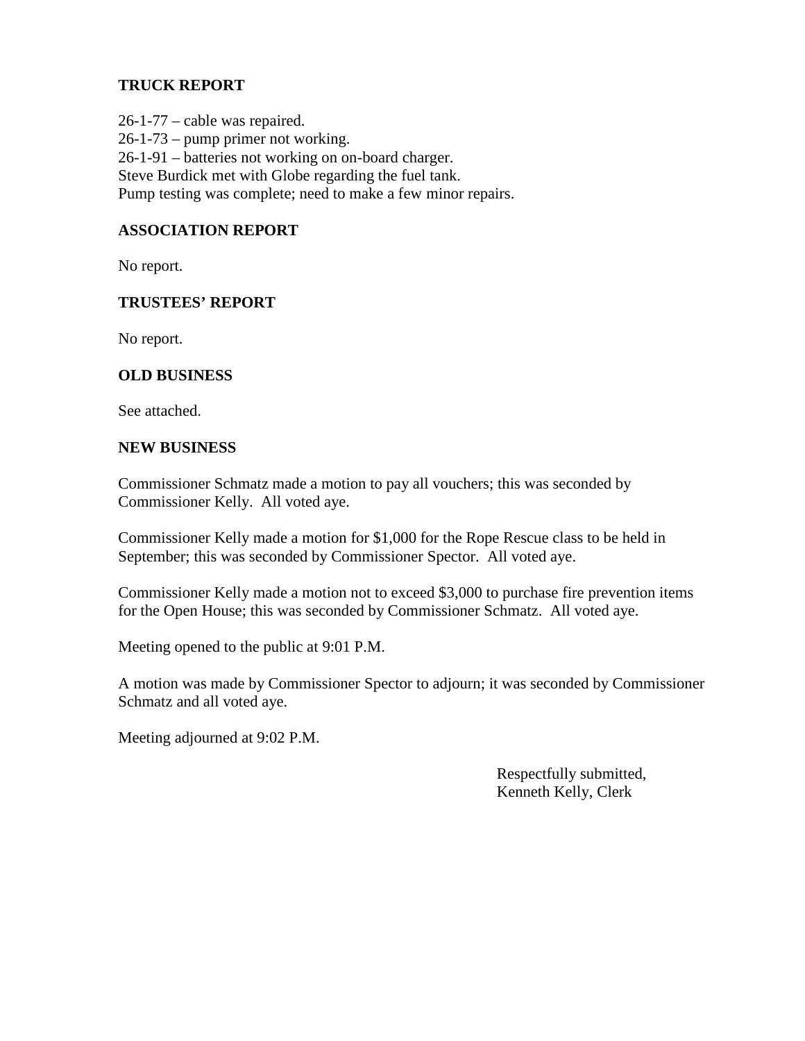**TRUCK REPORT**

26-1-77 – cable was repaired.
26-1-73 – pump primer not working.
26-1-91 – batteries not working on on-board charger.
Steve Burdick met with Globe regarding the fuel tank.
Pump testing was complete; need to make a few minor repairs.

**ASSOCIATION REPORT**

No report.

**TRUSTEES' REPORT**

No report.

**OLD BUSINESS**

See attached.

**NEW BUSINESS**

Commissioner Schmatz made a motion to pay all vouchers; this was seconded by Commissioner Kelly. All voted aye.

Commissioner Kelly made a motion for $1,000 for the Rope Rescue class to be held in September; this was seconded by Commissioner Spector. All voted aye.

Commissioner Kelly made a motion not to exceed $3,000 to purchase fire prevention items for the Open House; this was seconded by Commissioner Schmatz. All voted aye.

Meeting opened to the public at 9:01 P.M.

A motion was made by Commissioner Spector to adjourn; it was seconded by Commissioner Schmatz and all voted aye.

Meeting adjourned at 9:02 P.M.

Respectfully submitted,
Kenneth Kelly, Clerk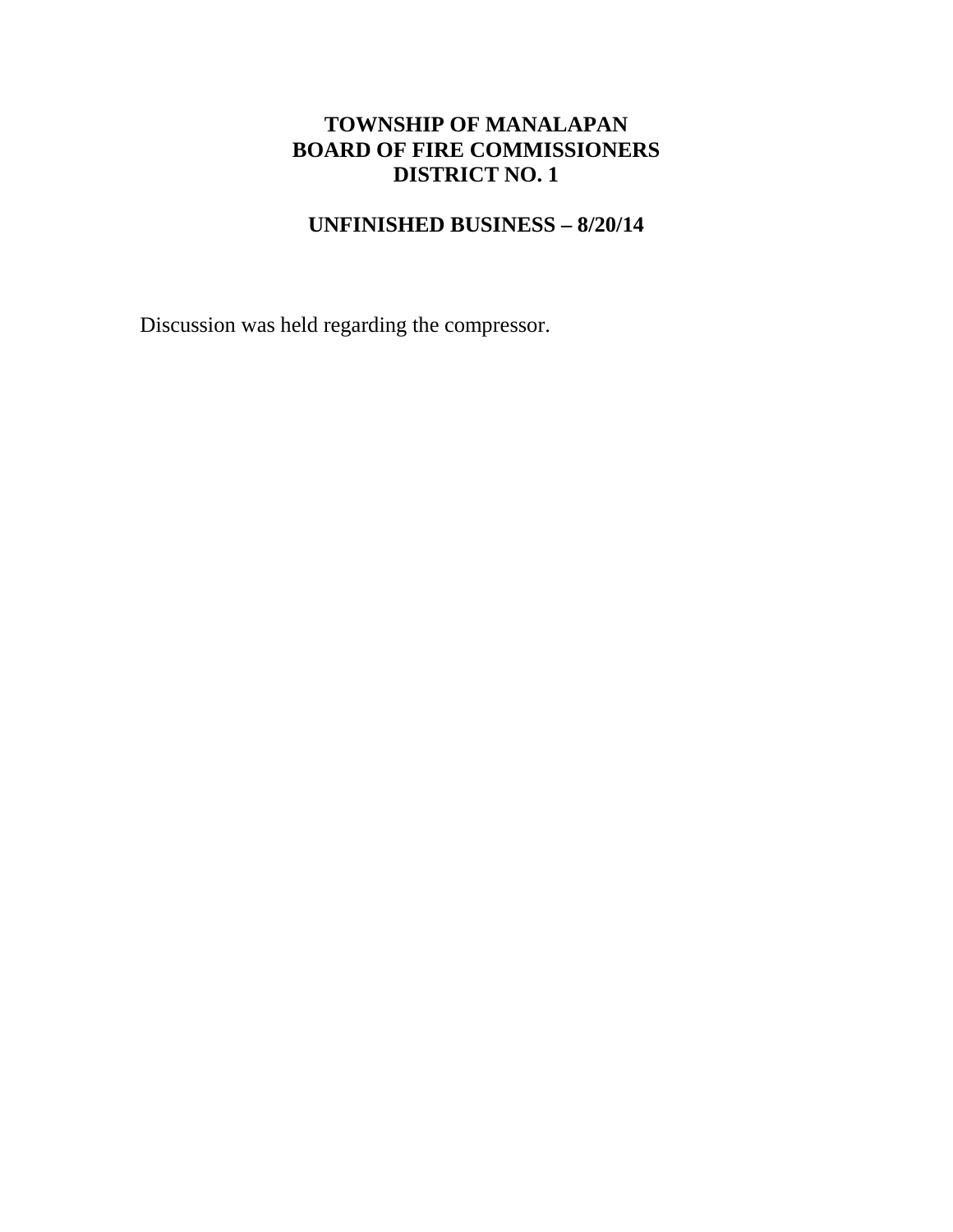# TOWNSHIP OF MANALAPAN
# BOARD OF FIRE COMMISSIONERS
# DISTRICT NO. 1

## UNFINISHED BUSINESS – 8/20/14

Discussion was held regarding the compressor.